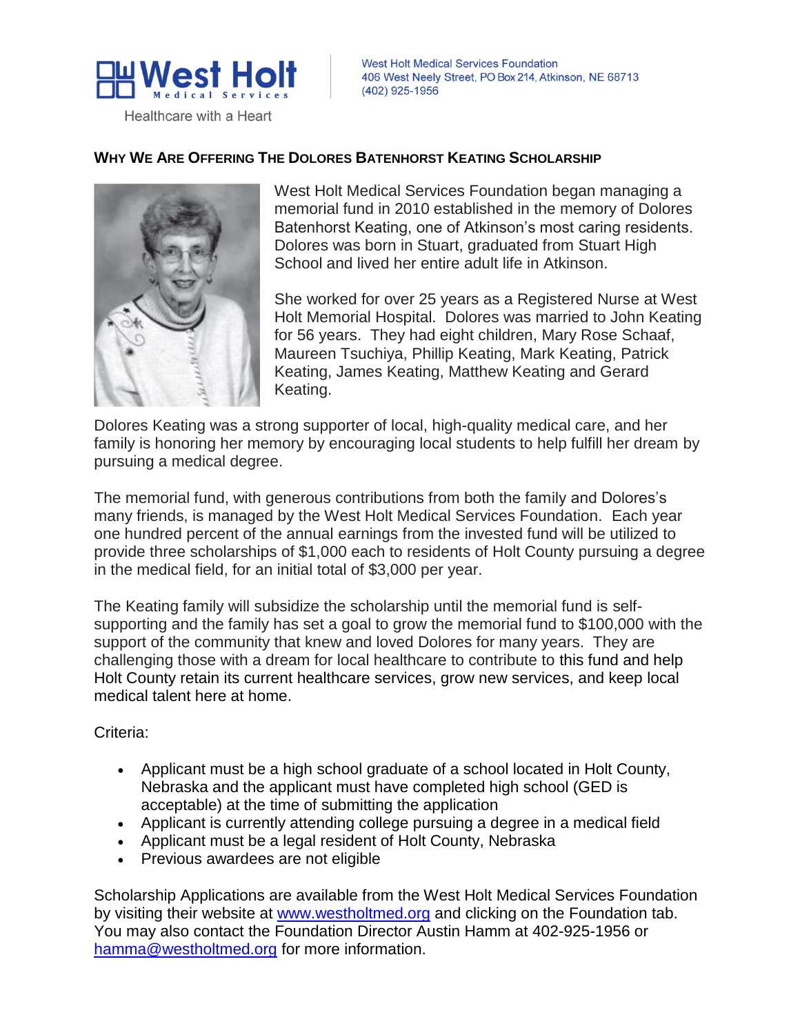West Holt Medical Services

Healthcare with a Heart

West Holt Medical Services Foundation
406 West Neely Street, PO Box 214, Atkinson, NE 68713
(402) 925-1956

## WHY WE ARE OFFERING THE DOLORES BATENHORST KEATING SCHOLARSHIP

West Holt Medical Services Foundation began managing a memorial fund in 2010 established in the memory of Dolores Batenhorst Keating, one of Atkinson's most caring residents. Dolores was born in Stuart, graduated from Stuart High School and lived her entire adult life in Atkinson.

She worked for over 25 years as a Registered Nurse at West Holt Memorial Hospital. Dolores was married to John Keating for 56 years. They had eight children, Mary Rose Schaaf, Maureen Tsuchiya, Phillip Keating, Mark Keating, Patrick Keating, James Keating, Matthew Keating and Gerard Keating.

Dolores Keating was a strong supporter of local, high-quality medical care, and her family is honoring her memory by encouraging local students to help fulfill her dream by pursuing a medical degree.

The memorial fund, with generous contributions from both the family and Dolores's many friends, is managed by the West Holt Medical Services Foundation. Each year one hundred percent of the annual earnings from the invested fund will be utilized to provide three scholarships of $1,000 each to residents of Holt County pursuing a degree in the medical field, for an initial total of $3,000 per year.

The Keating family will subsidize the scholarship until the memorial fund is self-supporting and the family has set a goal to grow the memorial fund to $100,000 with the support of the community that knew and loved Dolores for many years. They are challenging those with a dream for local healthcare to contribute to this fund and help Holt County retain its current healthcare services, grow new services, and keep local medical talent here at home.

Criteria:

- Applicant must be a high school graduate of a school located in Holt County, Nebraska and the applicant must have completed high school (GED is acceptable) at the time of submitting the application
- Applicant is currently attending college pursuing a degree in a medical field
- Applicant must be a legal resident of Holt County, Nebraska
- Previous awardees are not eligible

Scholarship Applications are available from the West Holt Medical Services Foundation by visiting their website at www.westholtmed.org and clicking on the Foundation tab. You may also contact the Foundation Director Austin Hamm at 402-925-1956 or hamma@westholtmed.org for more information.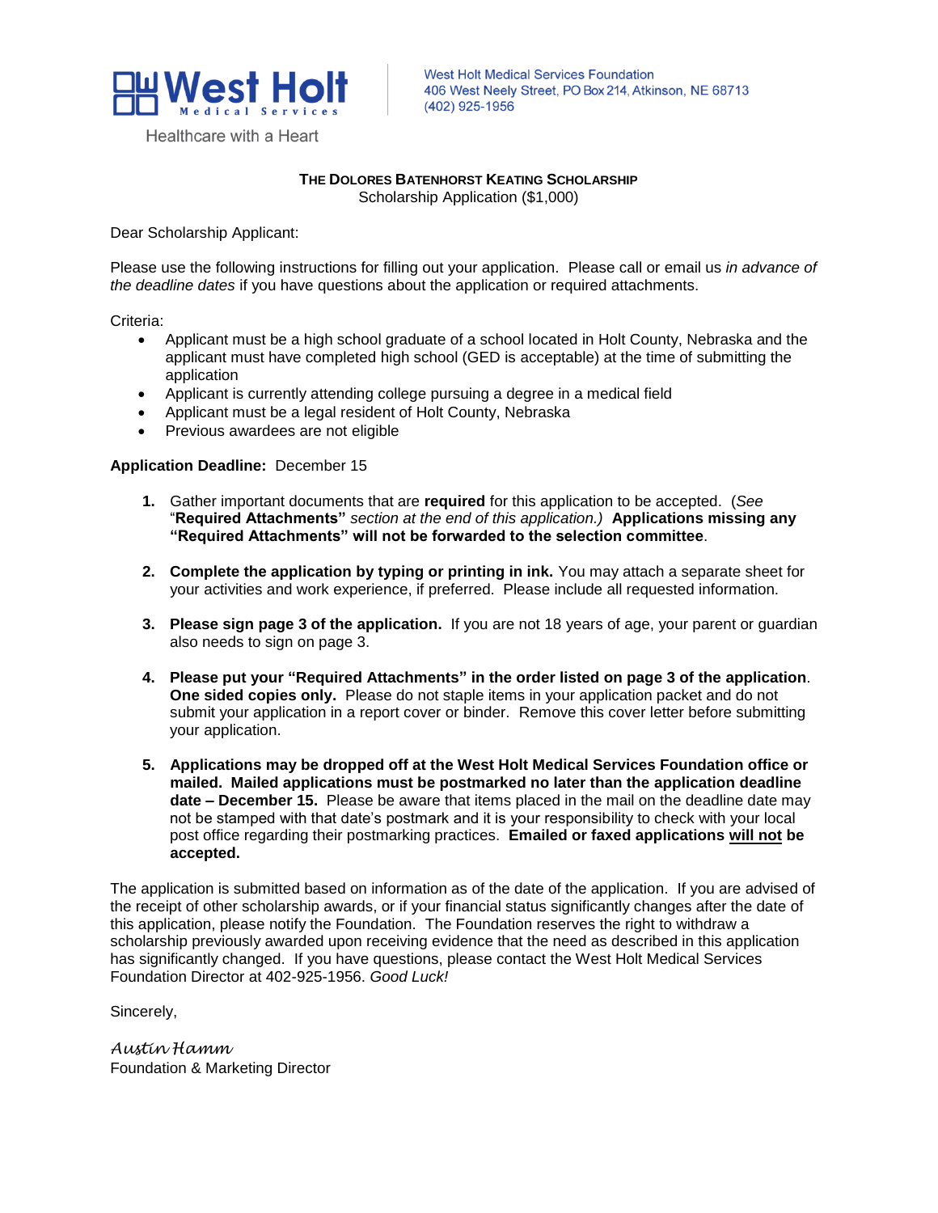West Holt Medical Services

Healthcare with a Heart

West Holt Medical Services Foundation
406 West Neely Street, PO Box 214, Atkinson, NE 68713
(402) 925-1956

**THE DOLORES BATENHORST KEATING SCHOLARSHIP**
Scholarship Application ($1,000)

Dear Scholarship Applicant:

Please use the following instructions for filling out your application. Please call or email us *in advance of the deadline dates* if you have questions about the application or required attachments.

Criteria:

- Applicant must be a high school graduate of a school located in Holt County, Nebraska and the applicant must have completed high school (GED is acceptable) at the time of submitting the application
- Applicant is currently attending college pursuing a degree in a medical field
- Applicant must be a legal resident of Holt County, Nebraska
- Previous awardees are not eligible

**Application Deadline:** December 15

1. Gather important documents that are **required** for this application to be accepted. (*See* "**Required Attachments"** *section at the end of this application.)* **Applications missing any "Required Attachments" will not be forwarded to the selection committee**.

2. **Complete the application by typing or printing in ink.** You may attach a separate sheet for your activities and work experience, if preferred. Please include all requested information.

3. **Please sign page 3 of the application.** If you are not 18 years of age, your parent or guardian also needs to sign on page 3.

4. **Please put your "Required Attachments" in the order listed on page 3 of the application**. **One sided copies only.** Please do not staple items in your application packet and do not submit your application in a report cover or binder. Remove this cover letter before submitting your application.

5. **Applications may be dropped off at the West Holt Medical Services Foundation office or mailed. Mailed applications must be postmarked no later than the application deadline date – December 15.** Please be aware that items placed in the mail on the deadline date may not be stamped with that date's postmark and it is your responsibility to check with your local post office regarding their postmarking practices. **Emailed or faxed applications will not be accepted.**

The application is submitted based on information as of the date of the application. If you are advised of the receipt of other scholarship awards, or if your financial status significantly changes after the date of this application, please notify the Foundation. The Foundation reserves the right to withdraw a scholarship previously awarded upon receiving evidence that the need as described in this application has significantly changed. If you have questions, please contact the West Holt Medical Services Foundation Director at 402-925-1956. *Good Luck!*

Sincerely,

*Austin Hamm*
Foundation & Marketing Director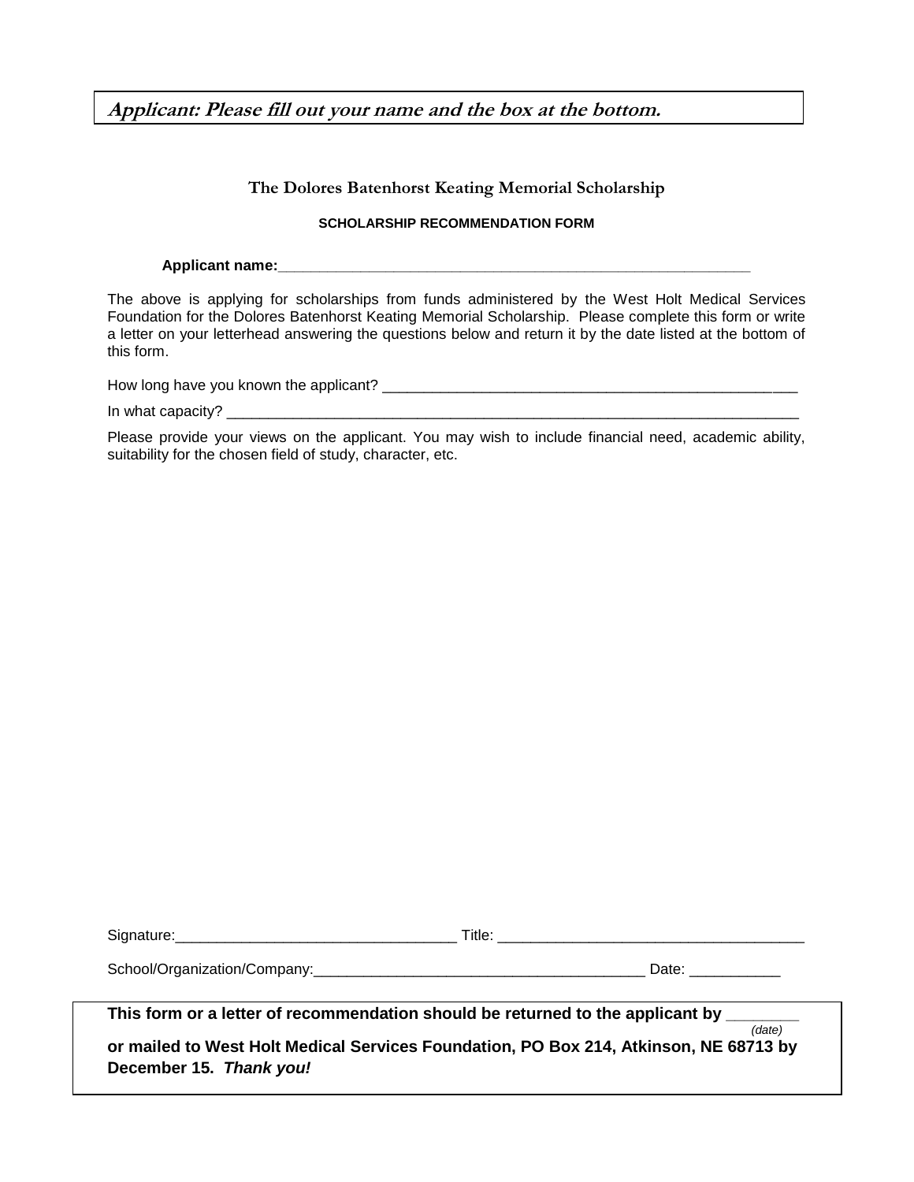**Applicant: Please fill out your name and the box at the bottom.**

## The Dolores Batenhorst Keating Memorial Scholarship

### SCHOLARSHIP RECOMMENDATION FORM

**Applicant name:**\_\_\_\_\_\_\_\_\_\_\_\_\_\_\_\_\_\_\_\_\_\_\_\_\_\_\_\_\_\_\_\_\_\_\_\_\_\_\_\_\_\_\_\_\_\_\_\_

The above is applying for scholarships from funds administered by the West Holt Medical Services Foundation for the Dolores Batenhorst Keating Memorial Scholarship. Please complete this form or write a letter on your letterhead answering the questions below and return it by the date listed at the bottom of this form.

How long have you known the applicant? \_\_\_\_\_\_\_\_\_\_\_\_\_\_\_\_\_\_\_\_\_\_\_\_\_\_\_\_\_\_\_\_\_\_\_\_\_\_\_\_\_\_\_\_

In what capacity? \_\_\_\_\_\_\_\_\_\_\_\_\_\_\_\_\_\_\_\_\_\_\_\_\_\_\_\_\_\_\_\_\_\_\_\_\_\_\_\_\_\_\_\_\_\_\_\_\_\_\_\_\_\_\_\_\_\_\_\_

Please provide your views on the applicant. You may wish to include financial need, academic ability, suitability for the chosen field of study, character, etc.

Signature:\_\_\_\_\_\_\_\_\_\_\_\_\_\_\_\_\_\_\_\_\_\_\_\_\_\_\_\_\_\_\_\_ Title: \_\_\_\_\_\_\_\_\_\_\_\_\_\_\_\_\_\_\_\_\_\_\_\_\_\_\_\_\_\_\_\_\_\_\_

School/Organization/Company:\_\_\_\_\_\_\_\_\_\_\_\_\_\_\_\_\_\_\_\_\_\_\_\_\_\_\_\_\_\_\_\_\_\_\_\_\_\_ Date: \_\_\_\_\_\_\_\_\_\_

**This form or a letter of recommendation should be returned to the applicant by \_\_\_\_\_\_\_\_** *(date)*
**or mailed to West Holt Medical Services Foundation, PO Box 214, Atkinson, NE 68713 by December 15. *Thank you!***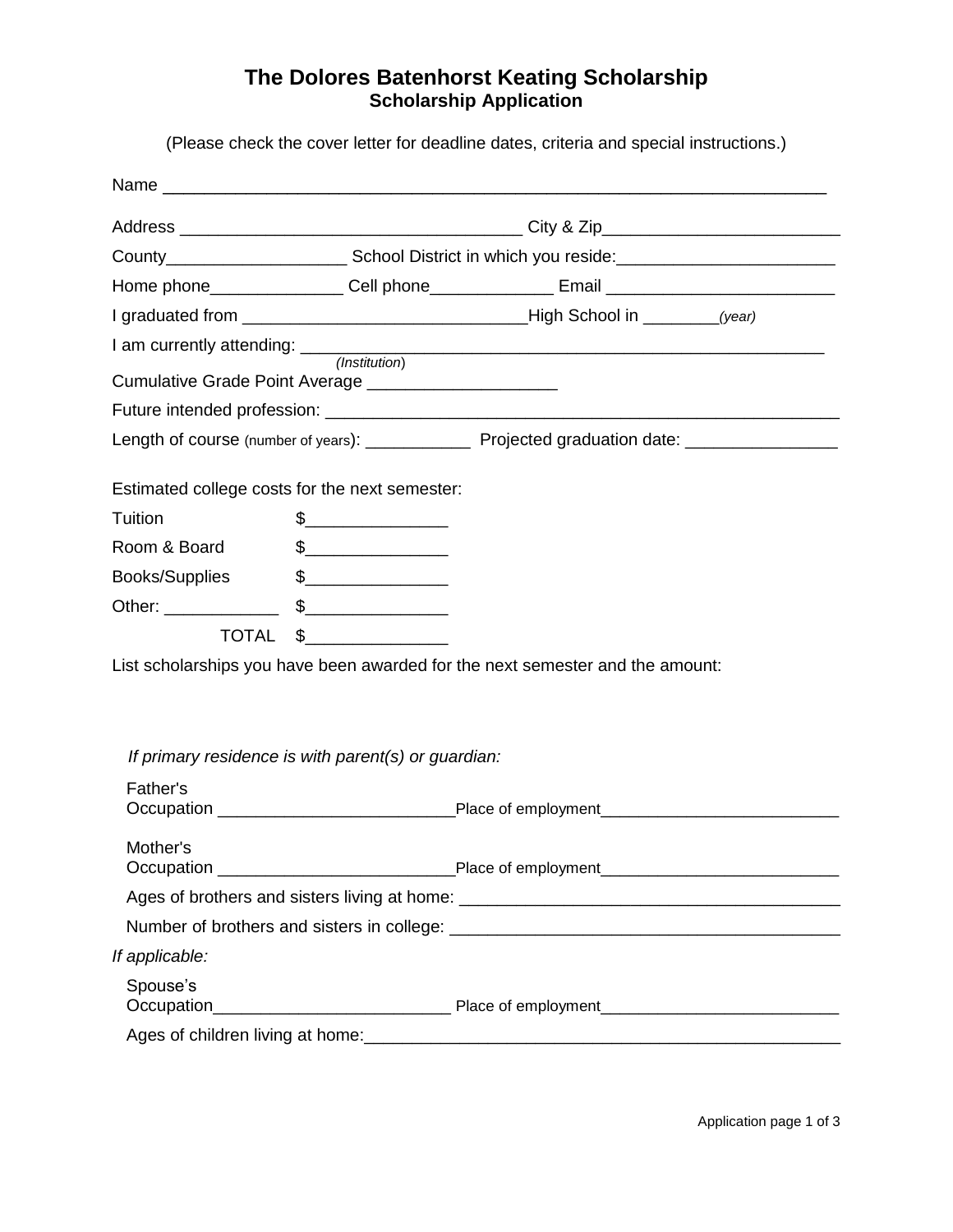# The Dolores Batenhorst Keating Scholarship

## Scholarship Application

(Please check the cover letter for deadline dates, criteria and special instructions.)

Name ______________________________________________________________________

Address ___________________________________ City & Zip_________________________

County___________________ School District in which you reside:_______________________

Home phone______________ Cell phone_____________ Email ________________________

I graduated from ______________________________High School in ________*(year)*

I am currently attending: _______________________________________________________
*(Institution)*

Cumulative Grade Point Average ____________________

Future intended profession: ______________________________________________________

Length of course (number of years): ___________ Projected graduation date: ________________

Estimated college costs for the next semester:

| | |
|---|---|
| Tuition | $_______________ |
| Room & Board | $_______________ |
| Books/Supplies | $_______________ |
| Other: ____________ | $_______________ |
| TOTAL | $_______________ |

List scholarships you have been awarded for the next semester and the amount:

*If primary residence is with parent(s) or guardian:*

Father's Occupation _________________________Place of employment__________________________

Mother's Occupation _________________________Place of employment__________________________

Ages of brothers and sisters living at home: ________________________________________

Number of brothers and sisters in college: __________________________________________

*If applicable:*

Spouse's Occupation_________________________ Place of employment__________________________

Ages of children living at home:___________________________________________________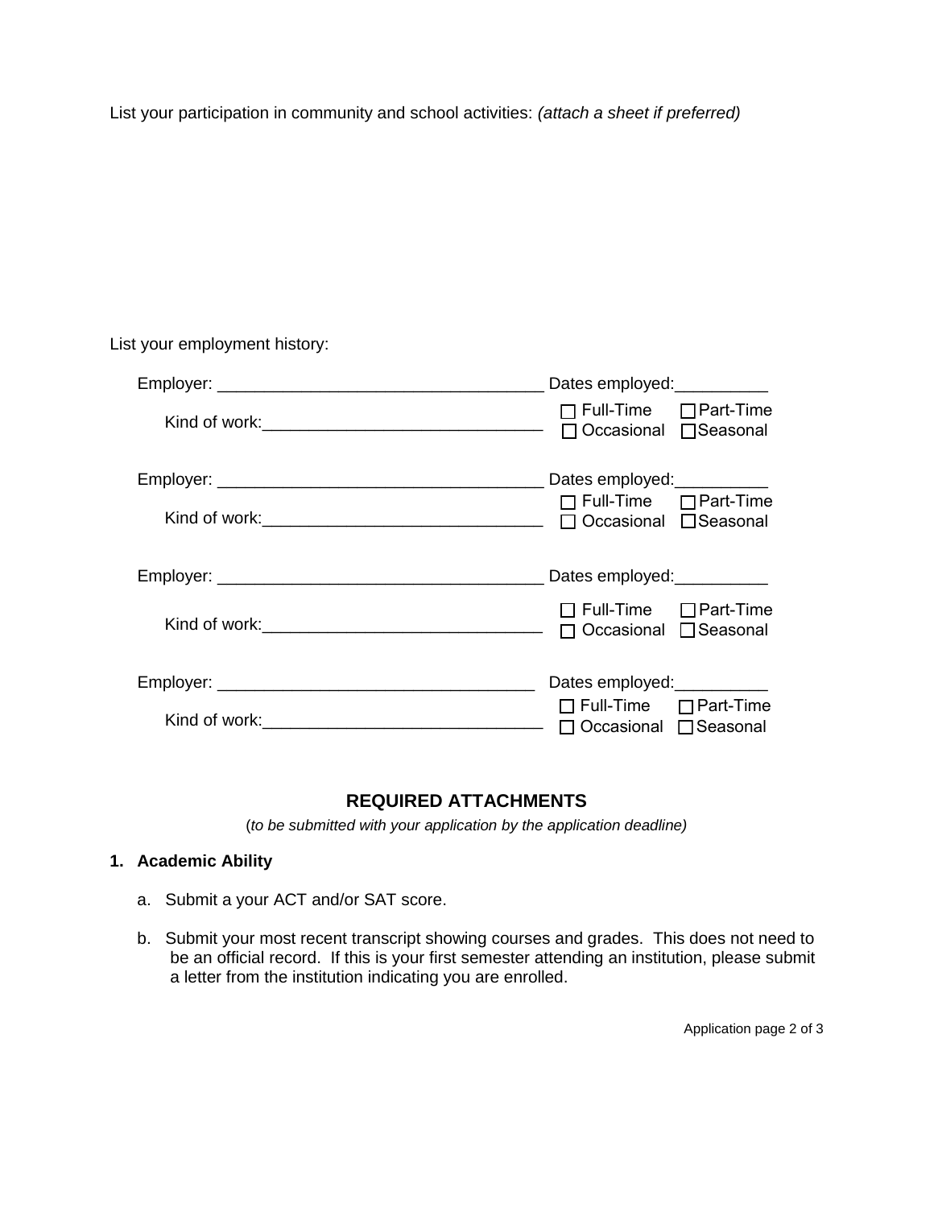List your participation in community and school activities: *(attach a sheet if preferred)*

List your employment history:

Employer: ___________________________________ Dates employed:__________

Kind of work:______________________________ ☐ Full-Time ☐ Part-Time ☐ Occasional ☐ Seasonal

Employer: ___________________________________ Dates employed:__________

Kind of work:______________________________ ☐ Full-Time ☐ Part-Time ☐ Occasional ☐ Seasonal

Employer: ___________________________________ Dates employed:__________

Kind of work:______________________________ ☐ Full-Time ☐ Part-Time ☐ Occasional ☐ Seasonal

Employer: ___________________________________ Dates employed:__________

Kind of work:______________________________ ☐ Full-Time ☐ Part-Time ☐ Occasional ☐ Seasonal

## REQUIRED ATTACHMENTS

(*to be submitted with your application by the application deadline)*

**1. Academic Ability**

a. Submit a your ACT and/or SAT score.

b. Submit your most recent transcript showing courses and grades. This does not need to be an official record. If this is your first semester attending an institution, please submit a letter from the institution indicating you are enrolled.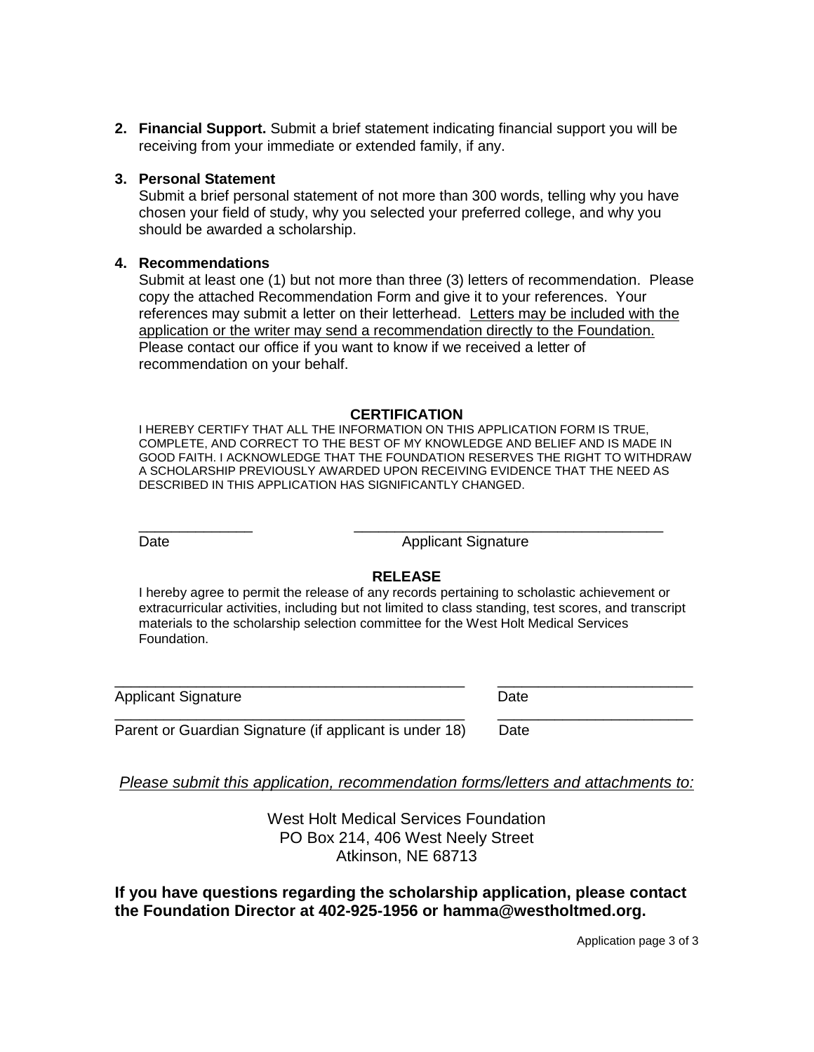2. **Financial Support.** Submit a brief statement indicating financial support you will be receiving from your immediate or extended family, if any.

3. **Personal Statement**
   Submit a brief personal statement of not more than 300 words, telling why you have chosen your field of study, why you selected your preferred college, and why you should be awarded a scholarship.

4. **Recommendations**
   Submit at least one (1) but not more than three (3) letters of recommendation. Please copy the attached Recommendation Form and give it to your references. Your references may submit a letter on their letterhead. Letters may be included with the application or the writer may send a recommendation directly to the Foundation. Please contact our office if you want to know if we received a letter of recommendation on your behalf.

## CERTIFICATION

I HEREBY CERTIFY THAT ALL THE INFORMATION ON THIS APPLICATION FORM IS TRUE, COMPLETE, AND CORRECT TO THE BEST OF MY KNOWLEDGE AND BELIEF AND IS MADE IN GOOD FAITH. I ACKNOWLEDGE THAT THE FOUNDATION RESERVES THE RIGHT TO WITHDRAW A SCHOLARSHIP PREVIOUSLY AWARDED UPON RECEIVING EVIDENCE THAT THE NEED AS DESCRIBED IN THIS APPLICATION HAS SIGNIFICANTLY CHANGED.

______________ ______________________________________

Date Applicant Signature

## RELEASE

I hereby agree to permit the release of any records pertaining to scholastic achievement or extracurricular activities, including but not limited to class standing, test scores, and transcript materials to the scholarship selection committee for the West Holt Medical Services Foundation.

____________________________________________ ________________________

Applicant Signature Date

____________________________________________ ________________________

Parent or Guardian Signature (if applicant is under 18) Date

*Please submit this application, recommendation forms/letters and attachments to:*

West Holt Medical Services Foundation
PO Box 214, 406 West Neely Street
Atkinson, NE 68713

**If you have questions regarding the scholarship application, please contact the Foundation Director at 402-925-1956 or hamma@westholtmed.org.**